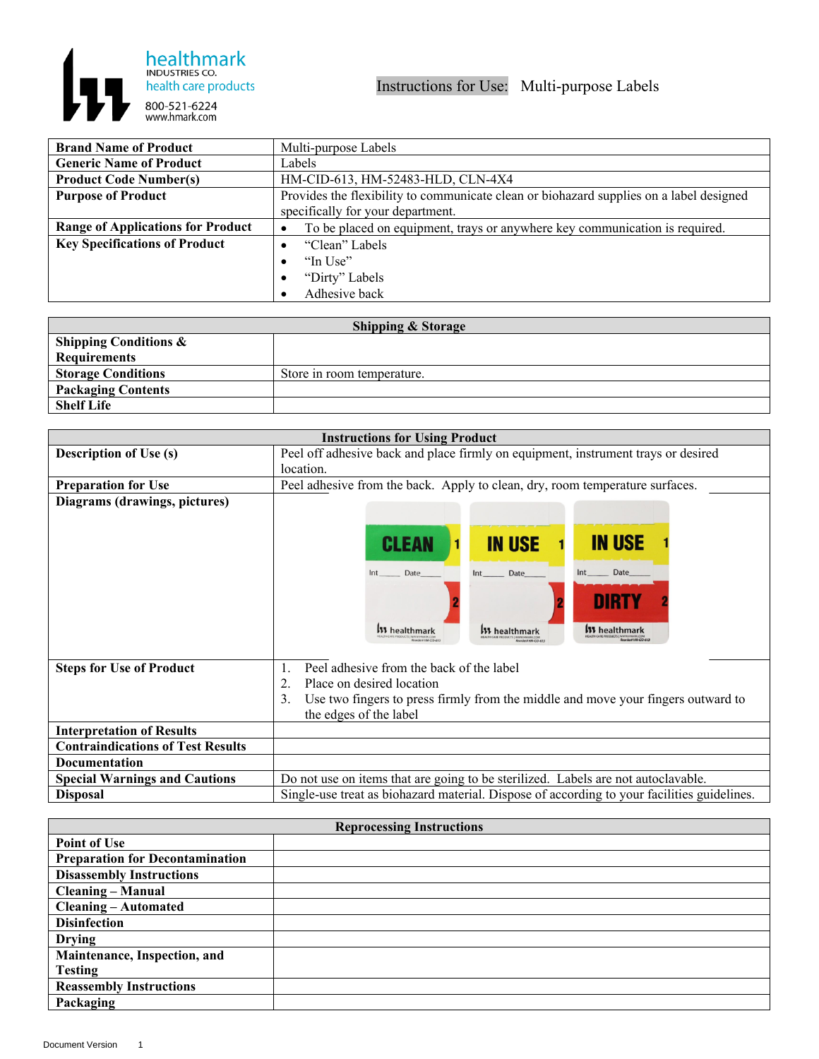healthmark
INDUSTRIES CO.
health care products
800-521-6224
www.hmark.com

# Instructions for Use: Multi-purpose Labels

| | |
|---|---|
| **Brand Name of Product** | Multi-purpose Labels |
| **Generic Name of Product** | Labels |
| **Product Code Number(s)** | HM-CID-613, HM-52483-HLD, CLN-4X4 |
| **Purpose of Product** | Provides the flexibility to communicate clean or biohazard supplies on a label designed specifically for your department. |
| **Range of Applications for Product** | • To be placed on equipment, trays or anywhere key communication is required. |
| **Key Specifications of Product** | • "Clean" Labels<br>• "In Use"<br>• "Dirty" Labels<br>• Adhesive back |

| Shipping & Storage | |
|---|---|
| **Shipping Conditions & Requirements** | |
| **Storage Conditions** | Store in room temperature. |
| **Packaging Contents** | |
| **Shelf Life** | |

| Instructions for Using Product | |
|---|---|
| **Description of Use (s)** | Peel off adhesive back and place firmly on equipment, instrument trays or desired location. |
| **Preparation for Use** | Peel adhesive from the back. Apply to clean, dry, room temperature surfaces. |
| **Diagrams (drawings, pictures)** | |
| **Steps for Use of Product** | 1. Peel adhesive from the back of the label<br>2. Place on desired location<br>3. Use two fingers to press firmly from the middle and move your fingers outward to the edges of the label |
| **Interpretation of Results** | |
| **Contraindications of Test Results** | |
| **Documentation** | |
| **Special Warnings and Cautions** | Do not use on items that are going to be sterilized. Labels are not autoclavable. |
| **Disposal** | Single-use treat as biohazard material. Dispose of according to your facilities guidelines. |

| Reprocessing Instructions | |
|---|---|
| **Point of Use** | |
| **Preparation for Decontamination** | |
| **Disassembly Instructions** | |
| **Cleaning – Manual** | |
| **Cleaning – Automated** | |
| **Disinfection** | |
| **Drying** | |
| **Maintenance, Inspection, and Testing** | |
| **Reassembly Instructions** | |
| **Packaging** | |

Document Version 1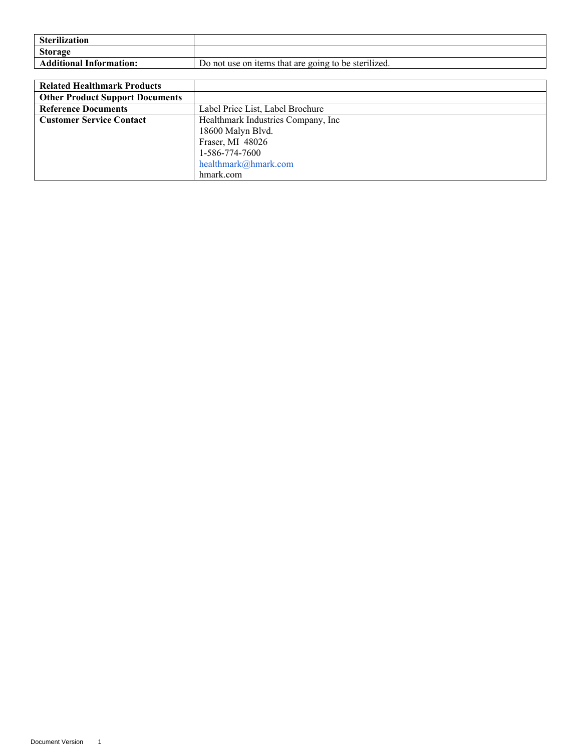| | |
|---|---|
| **Sterilization** | |
| **Storage** | |
| **Additional Information:** | Do not use on items that are going to be sterilized. |

| | |
|---|---|
| **Related Healthmark Products** | |
| **Other Product Support Documents** | |
| **Reference Documents** | Label Price List, Label Brochure |
| **Customer Service Contact** | Healthmark Industries Company, Inc<br>18600 Malyn Blvd.<br>Fraser, MI 48026<br>1-586-774-7600<br>healthmark@hmark.com<br>hmark.com |

Document Version 1